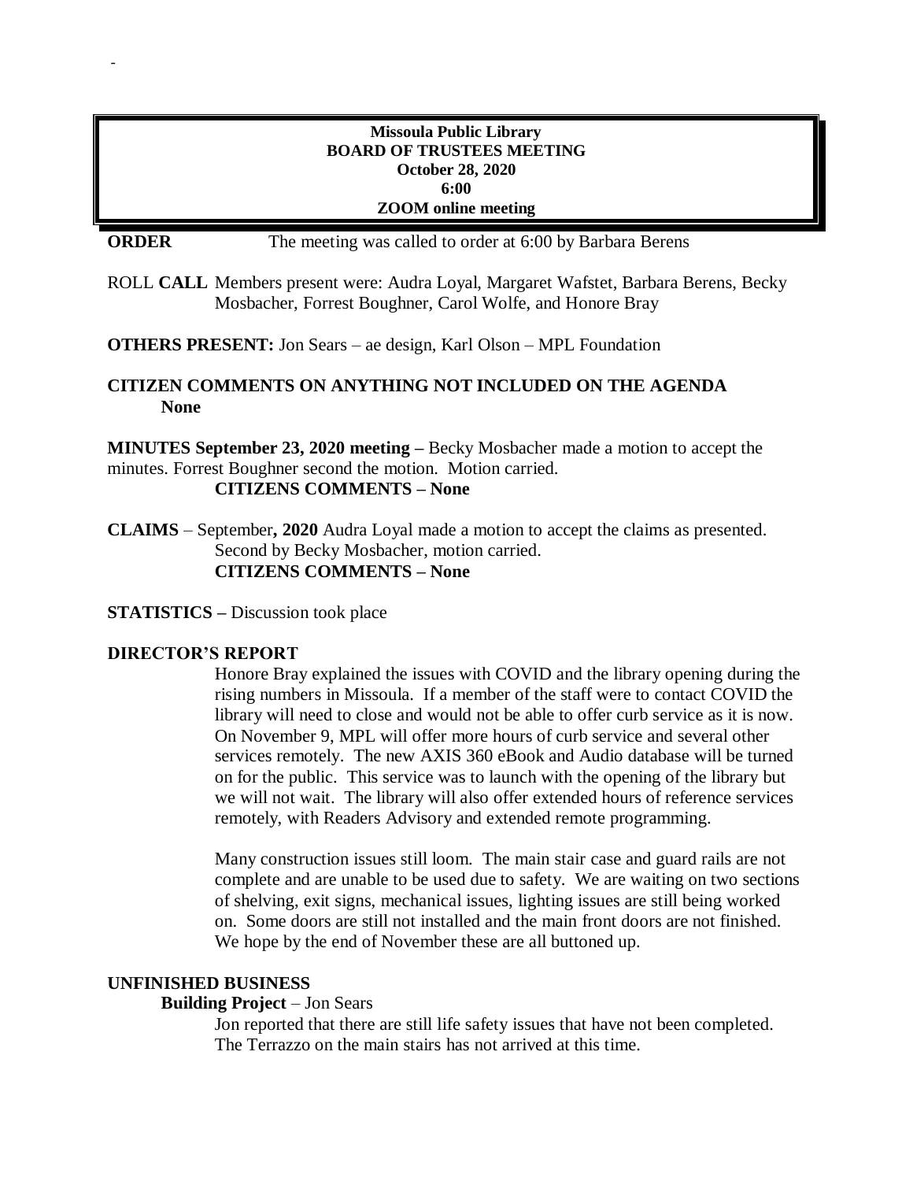-

**Missoula Public Library**
**BOARD OF TRUSTEES MEETING**
**October 28, 2020**
**6:00**
**ZOOM online meeting**

**ORDER** The meeting was called to order at 6:00 by Barbara Berens

ROLL **CALL** Members present were: Audra Loyal, Margaret Wafstet, Barbara Berens, Becky Mosbacher, Forrest Boughner, Carol Wolfe, and Honore Bray

**OTHERS PRESENT:** Jon Sears – ae design, Karl Olson – MPL Foundation

**CITIZEN COMMENTS ON ANYTHING NOT INCLUDED ON THE AGENDA**
**None**

**MINUTES September 23, 2020 meeting –** Becky Mosbacher made a motion to accept the minutes. Forrest Boughner second the motion. Motion carried.
**CITIZENS COMMENTS – None**

**CLAIMS** – September**, 2020** Audra Loyal made a motion to accept the claims as presented. Second by Becky Mosbacher, motion carried.
**CITIZENS COMMENTS – None**

**STATISTICS –** Discussion took place

**DIRECTOR'S REPORT**

Honore Bray explained the issues with COVID and the library opening during the rising numbers in Missoula. If a member of the staff were to contact COVID the library will need to close and would not be able to offer curb service as it is now. On November 9, MPL will offer more hours of curb service and several other services remotely. The new AXIS 360 eBook and Audio database will be turned on for the public. This service was to launch with the opening of the library but we will not wait. The library will also offer extended hours of reference services remotely, with Readers Advisory and extended remote programming.

Many construction issues still loom. The main stair case and guard rails are not complete and are unable to be used due to safety. We are waiting on two sections of shelving, exit signs, mechanical issues, lighting issues are still being worked on. Some doors are still not installed and the main front doors are not finished. We hope by the end of November these are all buttoned up.

**UNFINISHED BUSINESS**

**Building Project** – Jon Sears

Jon reported that there are still life safety issues that have not been completed. The Terrazzo on the main stairs has not arrived at this time.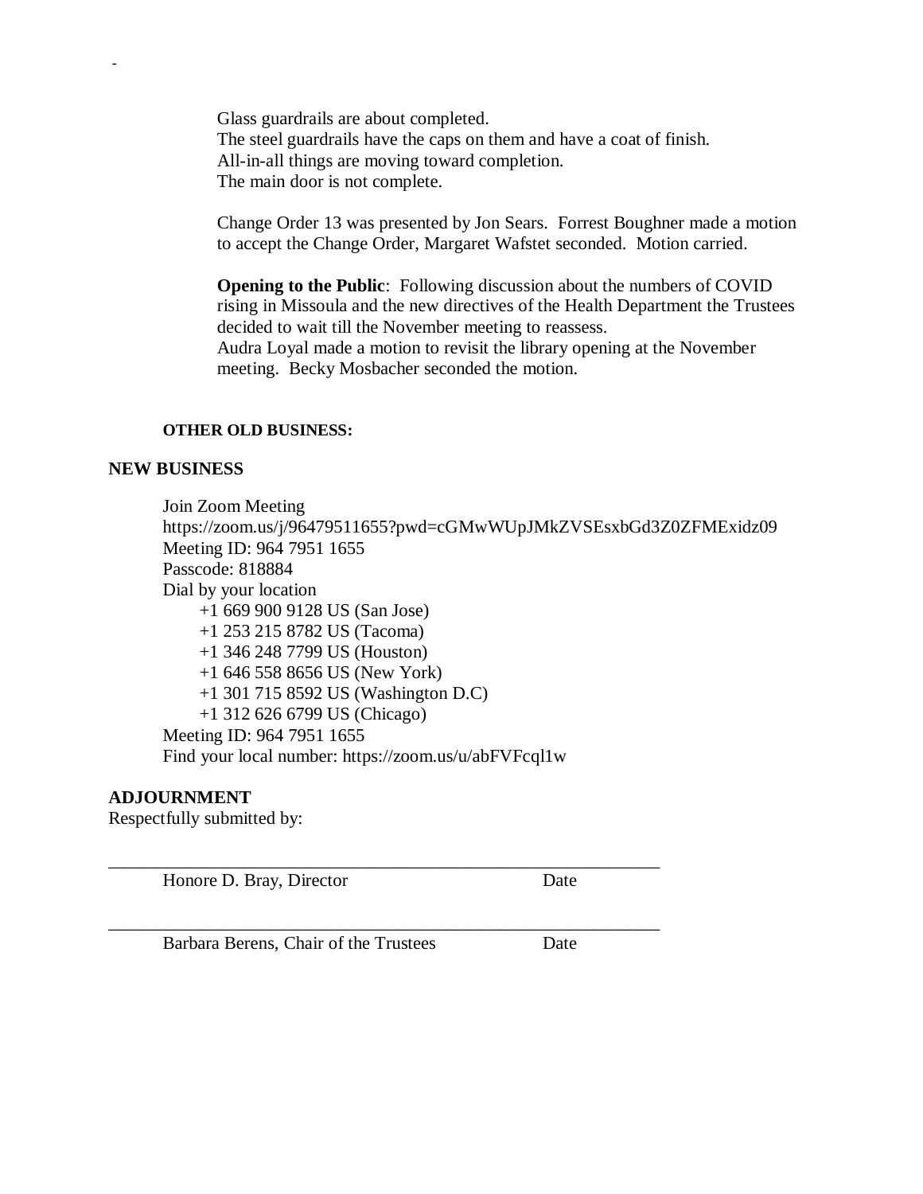-

Glass guardrails are about completed.
The steel guardrails have the caps on them and have a coat of finish.
All-in-all things are moving toward completion.
The main door is not complete.

Change Order 13 was presented by Jon Sears. Forrest Boughner made a motion to accept the Change Order, Margaret Wafstet seconded. Motion carried.

**Opening to the Public**: Following discussion about the numbers of COVID rising in Missoula and the new directives of the Health Department the Trustees decided to wait till the November meeting to reassess.
Audra Loyal made a motion to revisit the library opening at the November meeting. Becky Mosbacher seconded the motion.

**OTHER OLD BUSINESS:**

**NEW BUSINESS**

Join Zoom Meeting
https://zoom.us/j/96479511655?pwd=cGMwWUpJMkZVSEsxbGd3Z0ZFMExidz09
Meeting ID: 964 7951 1655
Passcode: 818884
Dial by your location
+1 669 900 9128 US (San Jose)
+1 253 215 8782 US (Tacoma)
+1 346 248 7799 US (Houston)
+1 646 558 8656 US (New York)
+1 301 715 8592 US (Washington D.C)
+1 312 626 6799 US (Chicago)
Meeting ID: 964 7951 1655
Find your local number: https://zoom.us/u/abFVFcql1w

**ADJOURNMENT**
Respectfully submitted by:

_______________________________________________________________
Honore D. Bray, Director Date

_______________________________________________________________
Barbara Berens, Chair of the Trustees Date